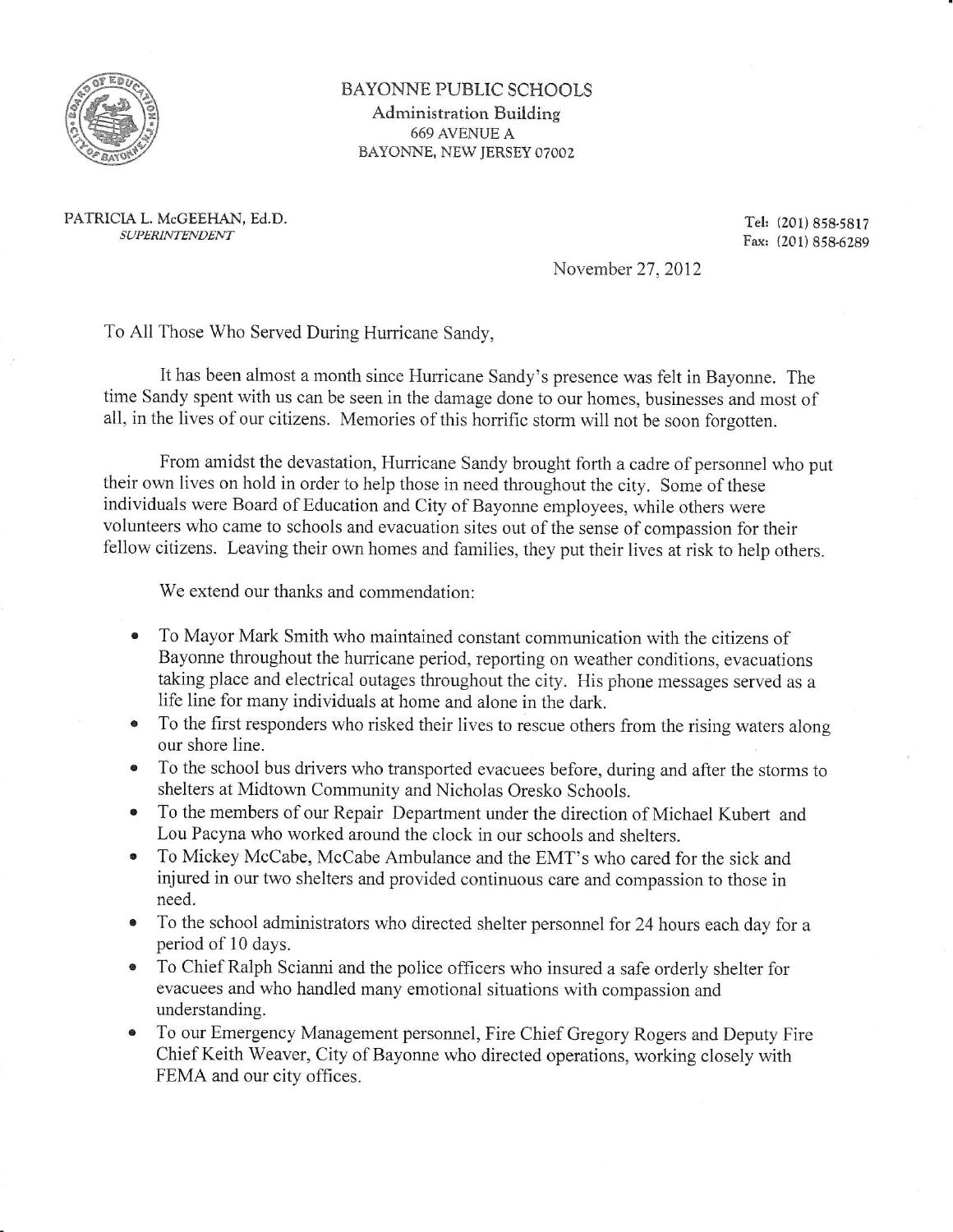BAYONNE PUBLIC SCHOOLS
Administration Building
669 AVENUE A
BAYONNE, NEW JERSEY 07002

PATRICIA L. McGEEHAN, Ed.D.
*SUPERINTENDENT*

Tel: (201) 858-5817
Fax: (201) 858-6289

November 27, 2012

To All Those Who Served During Hurricane Sandy,

It has been almost a month since Hurricane Sandy's presence was felt in Bayonne. The time Sandy spent with us can be seen in the damage done to our homes, businesses and most of all, in the lives of our citizens. Memories of this horrific storm will not be soon forgotten.

From amidst the devastation, Hurricane Sandy brought forth a cadre of personnel who put their own lives on hold in order to help those in need throughout the city. Some of these individuals were Board of Education and City of Bayonne employees, while others were volunteers who came to schools and evacuation sites out of the sense of compassion for their fellow citizens. Leaving their own homes and families, they put their lives at risk to help others.

We extend our thanks and commendation:

- To Mayor Mark Smith who maintained constant communication with the citizens of Bayonne throughout the hurricane period, reporting on weather conditions, evacuations taking place and electrical outages throughout the city. His phone messages served as a life line for many individuals at home and alone in the dark.
- To the first responders who risked their lives to rescue others from the rising waters along our shore line.
- To the school bus drivers who transported evacuees before, during and after the storms to shelters at Midtown Community and Nicholas Oresko Schools.
- To the members of our Repair Department under the direction of Michael Kubert and Lou Pacyna who worked around the clock in our schools and shelters.
- To Mickey McCabe, McCabe Ambulance and the EMT's who cared for the sick and injured in our two shelters and provided continuous care and compassion to those in need.
- To the school administrators who directed shelter personnel for 24 hours each day for a period of 10 days.
- To Chief Ralph Scianni and the police officers who insured a safe orderly shelter for evacuees and who handled many emotional situations with compassion and understanding.
- To our Emergency Management personnel, Fire Chief Gregory Rogers and Deputy Fire Chief Keith Weaver, City of Bayonne who directed operations, working closely with FEMA and our city offices.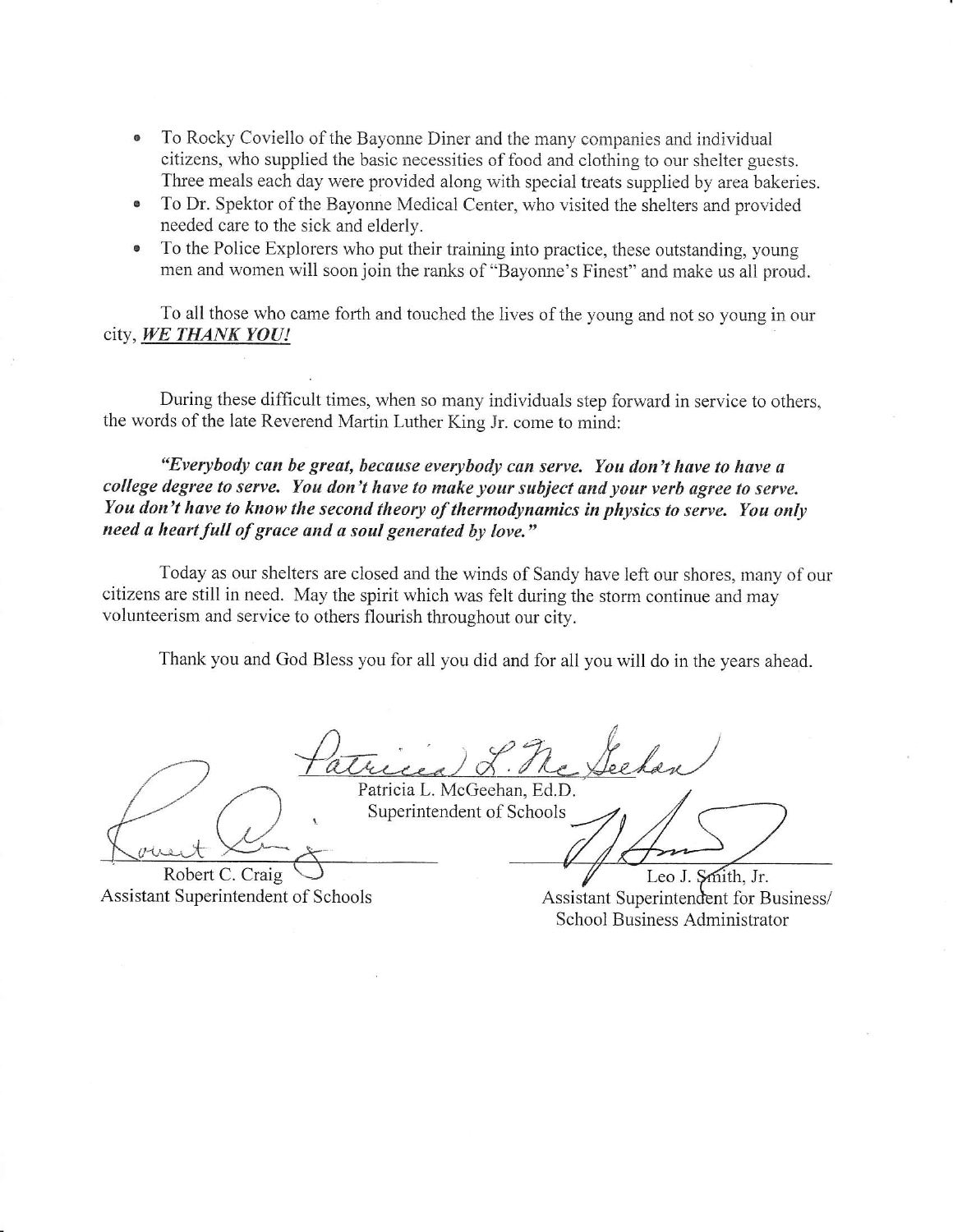- To Rocky Coviello of the Bayonne Diner and the many companies and individual citizens, who supplied the basic necessities of food and clothing to our shelter guests. Three meals each day were provided along with special treats supplied by area bakeries.
- To Dr. Spektor of the Bayonne Medical Center, who visited the shelters and provided needed care to the sick and elderly.
- To the Police Explorers who put their training into practice, these outstanding, young men and women will soon join the ranks of "Bayonne's Finest" and make us all proud.

To all those who came forth and touched the lives of the young and not so young in our city, ***WE THANK YOU!***

During these difficult times, when so many individuals step forward in service to others, the words of the late Reverend Martin Luther King Jr. come to mind:

***"Everybody can be great, because everybody can serve. You don't have to have a college degree to serve. You don't have to make your subject and your verb agree to serve. You don't have to know the second theory of thermodynamics in physics to serve. You only need a heart full of grace and a soul generated by love."***

Today as our shelters are closed and the winds of Sandy have left our shores, many of our citizens are still in need. May the spirit which was felt during the storm continue and may volunteerism and service to others flourish throughout our city.

Thank you and God Bless you for all you did and for all you will do in the years ahead.

Patricia L. McGeehan, Ed.D.
Superintendent of Schools

Robert C. Craig
Assistant Superintendent of Schools

Leo J. Smith, Jr.
Assistant Superintendent for Business/
School Business Administrator